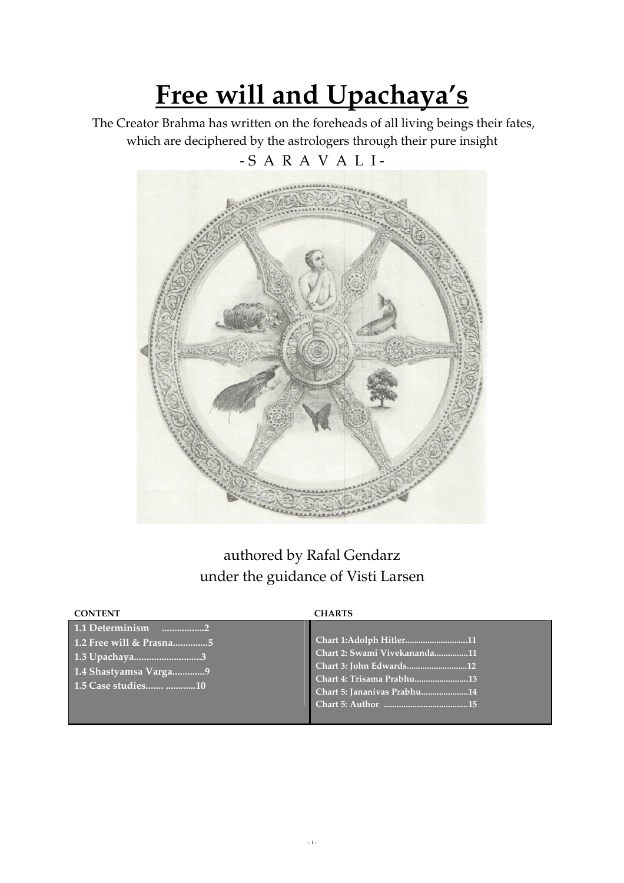# Free will and Upachaya's

The Creator Brahma has written on the foreheads of all living beings their fates, which are deciphered by the astrologers through their pure insight

- S A R A V A L I -

authored by Rafal Gendarz
under the guidance of Visti Larsen

| CONTENT | CHARTS |
| --- | --- |
| 1.1 Determinism .................2 | Chart 1:Adolph Hitler............................11 |
| 1.2 Free will & Prasna.............5 | Chart 2: Swami Vivekananda...............11 |
| 1.3 Upachaya...........................3 | Chart 3: John Edwards...........................12 |
| 1.4 Shastyamsa Varga.............9 | Chart 4: Trisama Prabhu........................13 |
| 1.5 Case studies....... ............10 | Chart 5: Jananivas Prabhu.....................14 |
| | Chart 5: Author .....................................15 |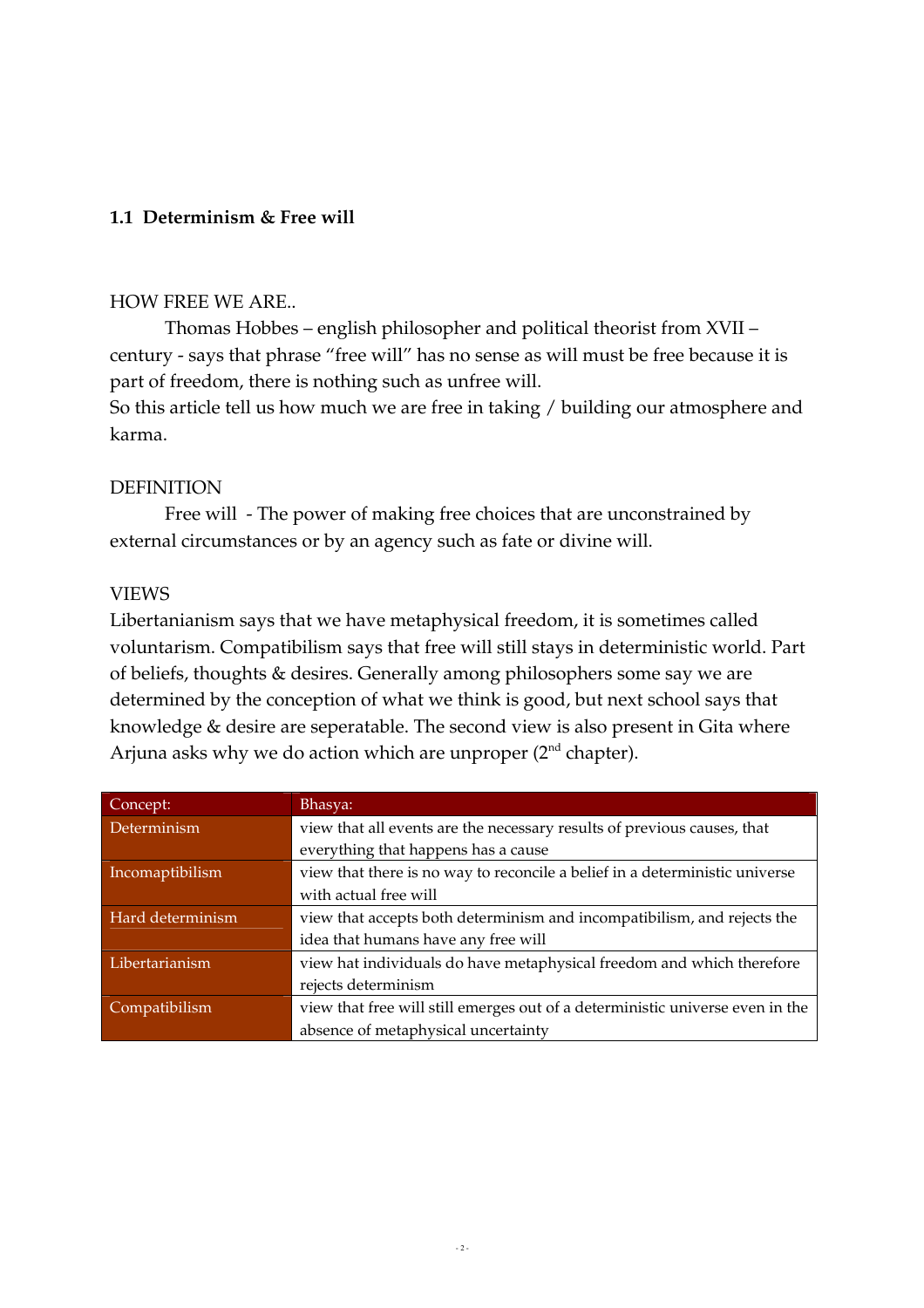## 1.1 Determinism & Free will

HOW FREE WE ARE..

Thomas Hobbes – english philosopher and political theorist from XVII – century - says that phrase "free will" has no sense as will must be free because it is part of freedom, there is nothing such as unfree will.
So this article tell us how much we are free in taking / building our atmosphere and karma.

DEFINITION

Free will - The power of making free choices that are unconstrained by external circumstances or by an agency such as fate or divine will.

VIEWS

Libertanianism says that we have metaphysical freedom, it is sometimes called voluntarism. Compatibilism says that free will still stays in deterministic world. Part of beliefs, thoughts & desires. Generally among philosophers some say we are determined by the conception of what we think is good, but next school says that knowledge & desire are seperatable. The second view is also present in Gita where Arjuna asks why we do action which are unproper (2nd chapter).

| Concept: | Bhasya: |
|---|---|
| Determinism | view that all events are the necessary results of previous causes, that everything that happens has a cause |
| Incomaptibilism | view that there is no way to reconcile a belief in a deterministic universe with actual free will |
| Hard determinism | view that accepts both determinism and incompatibilism, and rejects the idea that humans have any free will |
| Libertarianism | view hat individuals do have metaphysical freedom and which therefore rejects determinism |
| Compatibilism | view that free will still emerges out of a deterministic universe even in the absence of metaphysical uncertainty |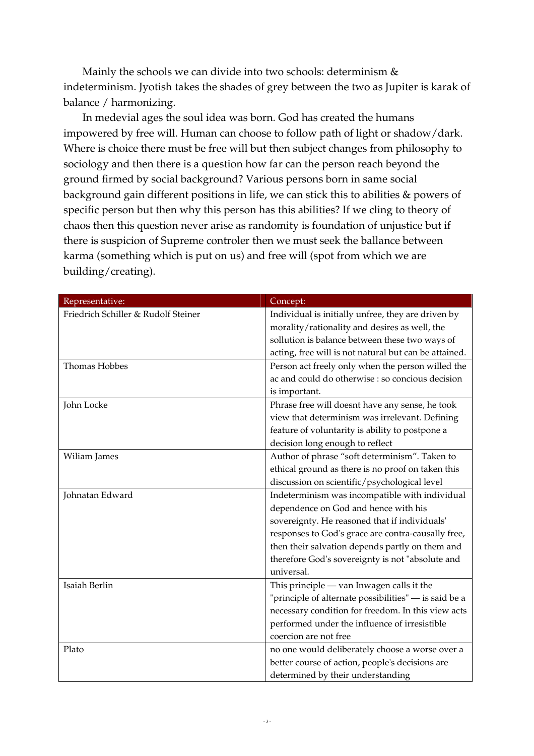Mainly the schools we can divide into two schools: determinism & indeterminism. Jyotish takes the shades of grey between the two as Jupiter is karak of balance / harmonizing.

In medevial ages the soul idea was born. God has created the humans impowered by free will. Human can choose to follow path of light or shadow/dark. Where is choice there must be free will but then subject changes from philosophy to sociology and then there is a question how far can the person reach beyond the ground firmed by social background? Various persons born in same social background gain different positions in life, we can stick this to abilities & powers of specific person but then why this person has this abilities? If we cling to theory of chaos then this question never arise as randomity is foundation of unjustice but if there is suspicion of Supreme controler then we must seek the ballance between karma (something which is put on us) and free will (spot from which we are building/creating).

| Representative: | Concept: |
|---|---|
| Friedrich Schiller & Rudolf Steiner | Individual is initially unfree, they are driven by morality/rationality and desires as well, the sollution is balance between these two ways of acting, free will is not natural but can be attained. |
| Thomas Hobbes | Person act freely only when the person willed the ac and could do otherwise : so concious decision is important. |
| John Locke | Phrase free will doesnt have any sense, he took view that determinism was irrelevant. Defining feature of voluntarity is ability to postpone a decision long enough to reflect |
| Wiliam James | Author of phrase "soft determinism". Taken to ethical ground as there is no proof on taken this discussion on scientific/psychological level |
| Johnatan Edward | Indeterminism was incompatible with individual dependence on God and hence with his sovereignty. He reasoned that if individuals' responses to God's grace are contra-causally free, then their salvation depends partly on them and therefore God's sovereignty is not "absolute and universal. |
| Isaiah Berlin | This principle — van Inwagen calls it the "principle of alternate possibilities" — is said be a necessary condition for freedom. In this view acts performed under the influence of irresistible coercion are not free |
| Plato | no one would deliberately choose a worse over a better course of action, people's decisions are determined by their understanding |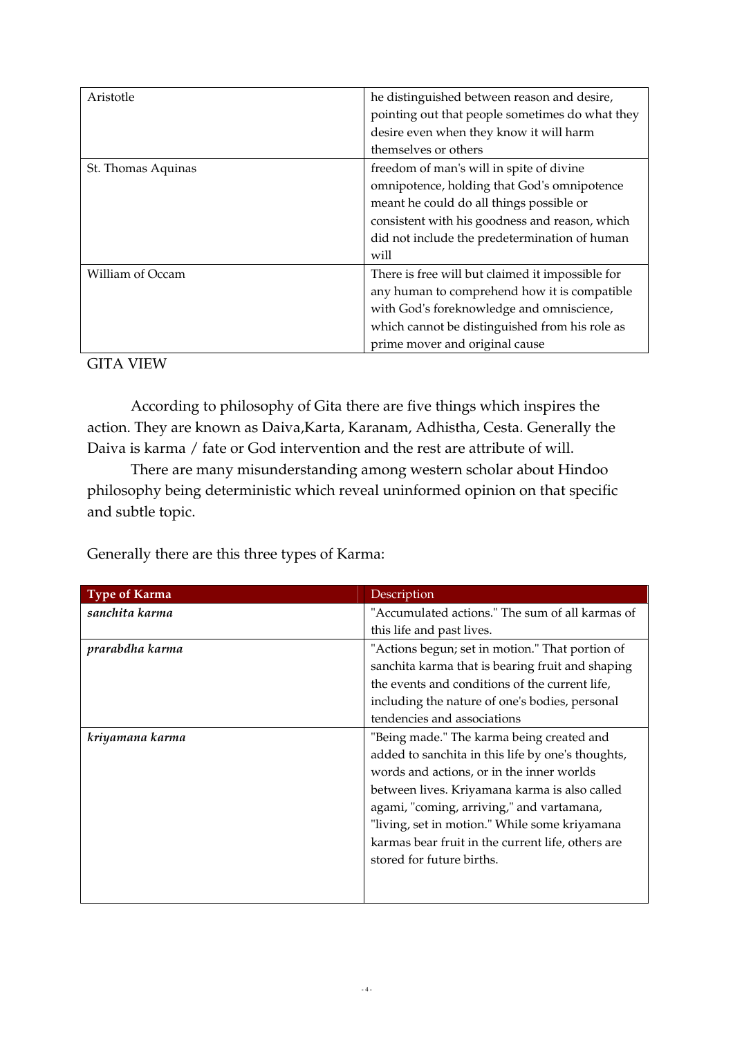| | |
|---|---|
| Aristotle | he distinguished between reason and desire, pointing out that people sometimes do what they desire even when they know it will harm themselves or others |
| St. Thomas Aquinas | freedom of man's will in spite of divine omnipotence, holding that God's omnipotence meant he could do all things possible or consistent with his goodness and reason, which did not include the predetermination of human will |
| William of Occam | There is free will but claimed it impossible for any human to comprehend how it is compatible with God's foreknowledge and omniscience, which cannot be distinguished from his role as prime mover and original cause |

GITA VIEW

According to philosophy of Gita there are five things which inspires the action. They are known as Daiva,Karta, Karanam, Adhistha, Cesta. Generally the Daiva is karma / fate or God intervention and the rest are attribute of will.

There are many misunderstanding among western scholar about Hindoo philosophy being deterministic which reveal uninformed opinion on that specific and subtle topic.

Generally there are this three types of Karma:

| **Type of Karma** | Description |
|---|---|
| ***sanchita karma*** | "Accumulated actions." The sum of all karmas of this life and past lives. |
| ***prarabdha karma*** | "Actions begun; set in motion." That portion of sanchita karma that is bearing fruit and shaping the events and conditions of the current life, including the nature of one's bodies, personal tendencies and associations |
| ***kriyamana karma*** | "Being made." The karma being created and added to sanchita in this life by one's thoughts, words and actions, or in the inner worlds between lives. Kriyamana karma is also called agami, "coming, arriving," and vartamana, "living, set in motion." While some kriyamana karmas bear fruit in the current life, others are stored for future births. |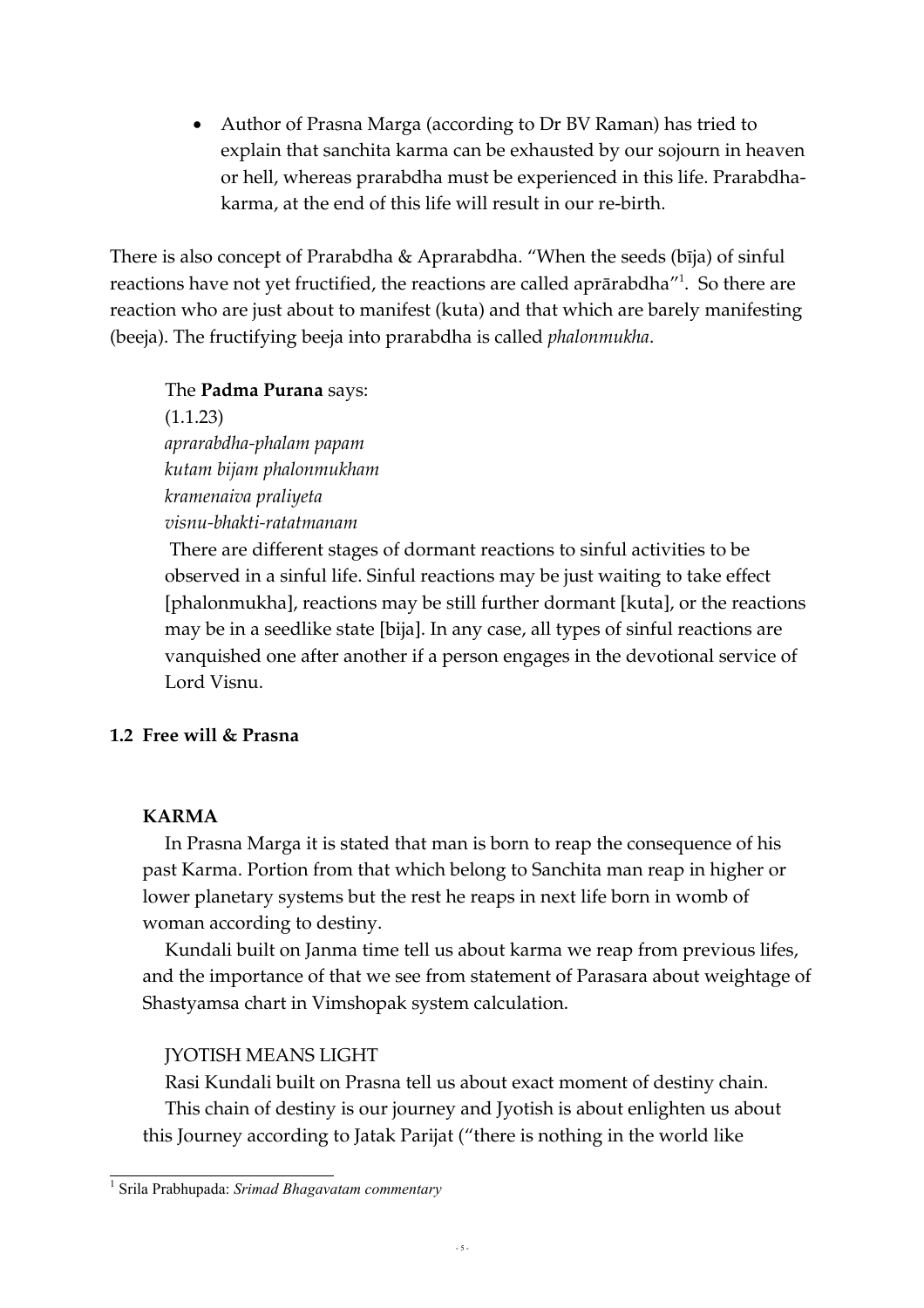- Author of Prasna Marga (according to Dr BV Raman) has tried to explain that sanchita karma can be exhausted by our sojourn in heaven or hell, whereas prarabdha must be experienced in this life. Prarabdha-karma, at the end of this life will result in our re-birth.

There is also concept of Prarabdha & Aprarabdha. "When the seeds (bīja) of sinful reactions have not yet fructified, the reactions are called aprārabdha"[1]. So there are reaction who are just about to manifest (kuta) and that which are barely manifesting (beeja). The fructifying beeja into prarabdha is called *phalonmukha*.

The **Padma Purana** says:
(1.1.23)
*aprarabdha-phalam papam*
*kutam bijam phalonmukham*
*kramenaiva praliyeta*
*visnu-bhakti-ratatmanam*

There are different stages of dormant reactions to sinful activities to be observed in a sinful life. Sinful reactions may be just waiting to take effect [phalonmukha], reactions may be still further dormant [kuta], or the reactions may be in a seedlike state [bija]. In any case, all types of sinful reactions are vanquished one after another if a person engages in the devotional service of Lord Visnu.

### 1.2 Free will & Prasna

**KARMA**

In Prasna Marga it is stated that man is born to reap the consequence of his past Karma. Portion from that which belong to Sanchita man reap in higher or lower planetary systems but the rest he reaps in next life born in womb of woman according to destiny.

Kundali built on Janma time tell us about karma we reap from previous lifes, and the importance of that we see from statement of Parasara about weightage of Shastyamsa chart in Vimshopak system calculation.

JYOTISH MEANS LIGHT

Rasi Kundali built on Prasna tell us about exact moment of destiny chain.

This chain of destiny is our journey and Jyotish is about enlighten us about this Journey according to Jatak Parijat ("there is nothing in the world like

[1] Srila Prabhupada: *Srimad Bhagavatam commentary*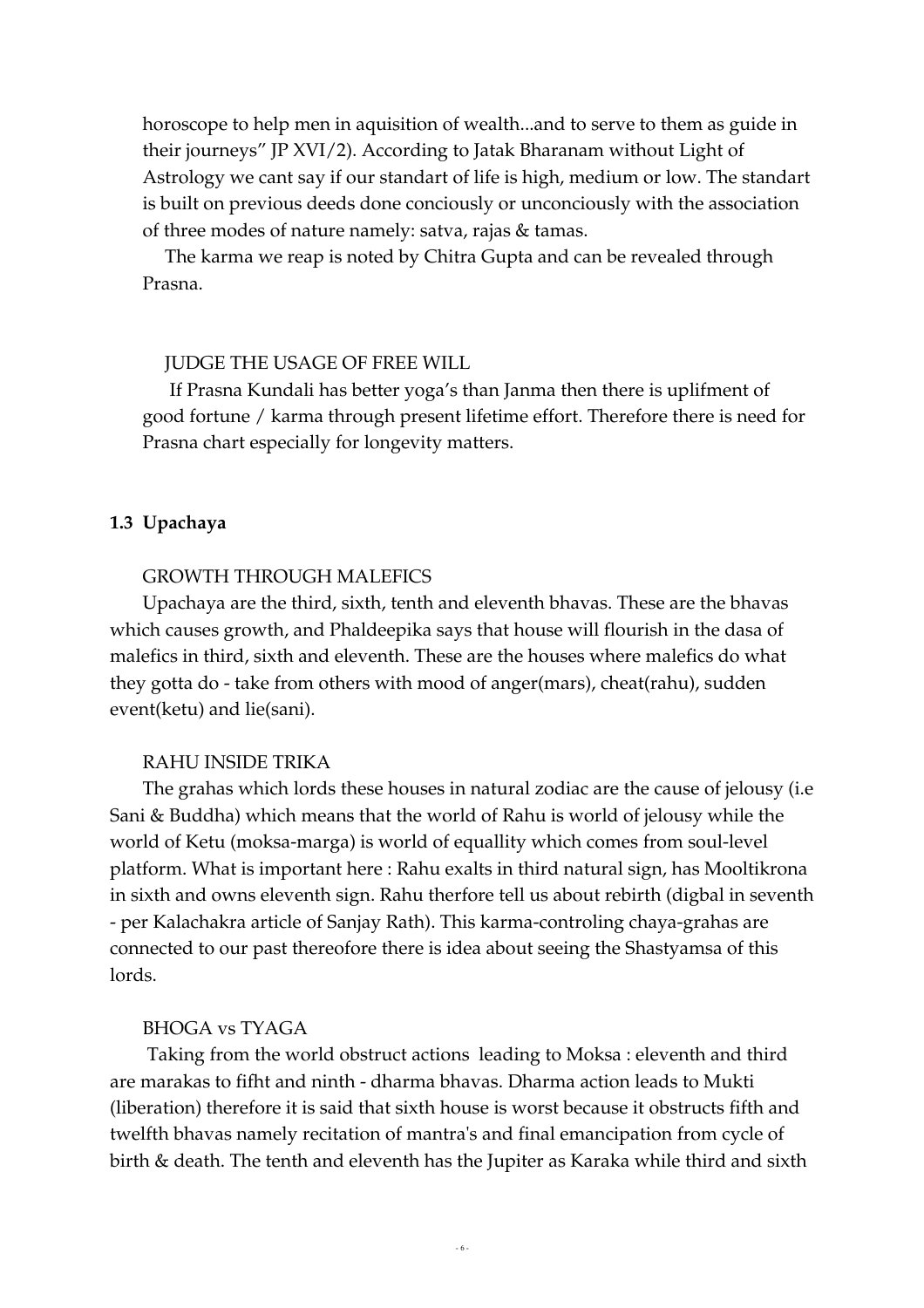horoscope to help men in aquisition of wealth...and to serve to them as guide in their journeys" JP XVI/2). According to Jatak Bharanam without Light of Astrology we cant say if our standart of life is high, medium or low. The standart is built on previous deeds done conciously or unconciously with the association of three modes of nature namely: satva, rajas & tamas.

The karma we reap is noted by Chitra Gupta and can be revealed through Prasna.

JUDGE THE USAGE OF FREE WILL

If Prasna Kundali has better yoga's than Janma then there is uplifment of good fortune / karma through present lifetime effort. Therefore there is need for Prasna chart especially for longevity matters.

### 1.3 Upachaya

GROWTH THROUGH MALEFICS

Upachaya are the third, sixth, tenth and eleventh bhavas. These are the bhavas which causes growth, and Phaldeepika says that house will flourish in the dasa of malefics in third, sixth and eleventh. These are the houses where malefics do what they gotta do - take from others with mood of anger(mars), cheat(rahu), sudden event(ketu) and lie(sani).

RAHU INSIDE TRIKA

The grahas which lords these houses in natural zodiac are the cause of jelousy (i.e Sani & Buddha) which means that the world of Rahu is world of jelousy while the world of Ketu (moksa-marga) is world of equallity which comes from soul-level platform. What is important here : Rahu exalts in third natural sign, has Mooltikrona in sixth and owns eleventh sign. Rahu therfore tell us about rebirth (digbal in seventh - per Kalachakra article of Sanjay Rath). This karma-controling chaya-grahas are connected to our past thereofore there is idea about seeing the Shastyamsa of this lords.

BHOGA vs TYAGA

Taking from the world obstruct actions leading to Moksa : eleventh and third are marakas to fifht and ninth - dharma bhavas. Dharma action leads to Mukti (liberation) therefore it is said that sixth house is worst because it obstructs fifth and twelfth bhavas namely recitation of mantra's and final emancipation from cycle of birth & death. The tenth and eleventh has the Jupiter as Karaka while third and sixth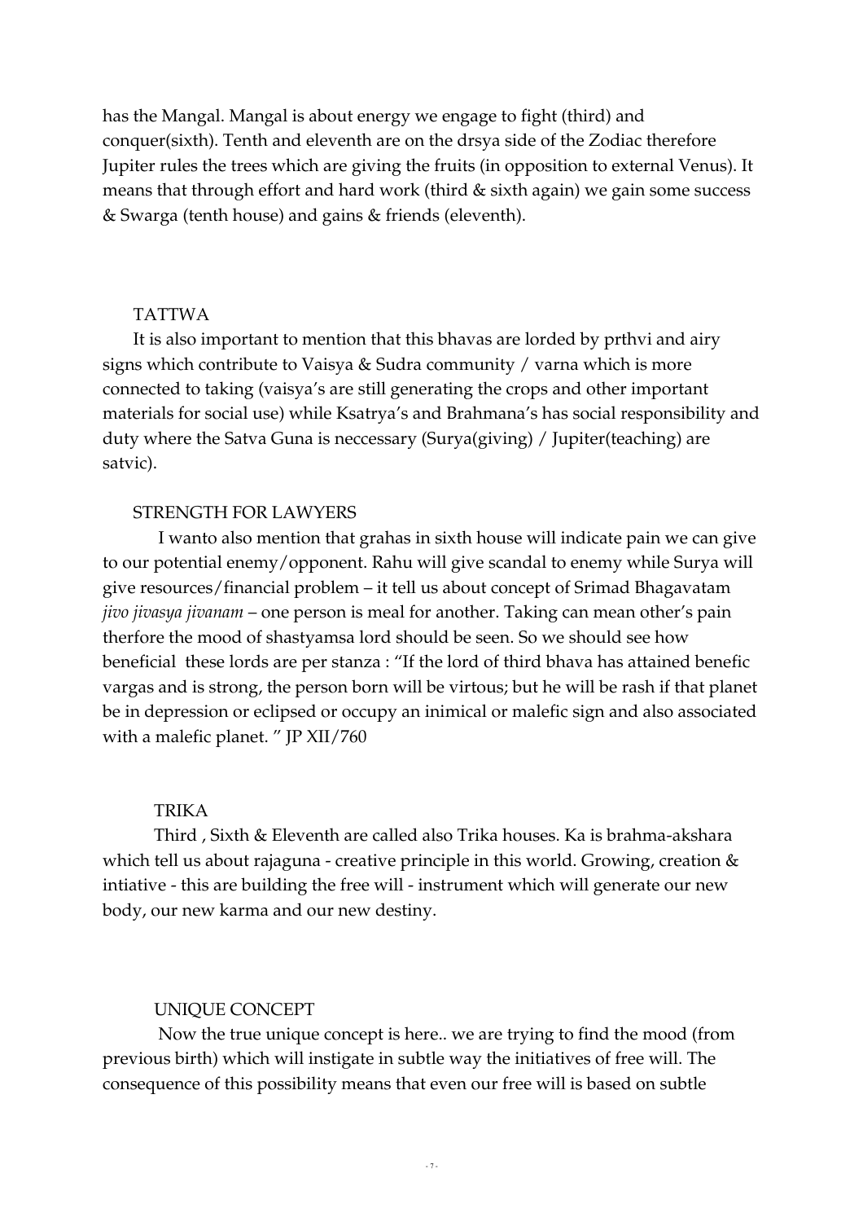has the Mangal. Mangal is about energy we engage to fight (third) and conquer(sixth). Tenth and eleventh are on the drsya side of the Zodiac therefore Jupiter rules the trees which are giving the fruits (in opposition to external Venus). It means that through effort and hard work (third & sixth again) we gain some success & Swarga (tenth house) and gains & friends (eleventh).

## TATTWA

It is also important to mention that this bhavas are lorded by prthvi and airy signs which contribute to Vaisya & Sudra community / varna which is more connected to taking (vaisya's are still generating the crops and other important materials for social use) while Ksatrya's and Brahmana's has social responsibility and duty where the Satva Guna is neccessary (Surya(giving) / Jupiter(teaching) are satvic).

## STRENGTH FOR LAWYERS

I wanto also mention that grahas in sixth house will indicate pain we can give to our potential enemy/opponent. Rahu will give scandal to enemy while Surya will give resources/financial problem – it tell us about concept of Srimad Bhagavatam *jivo jivasya jivanam* – one person is meal for another. Taking can mean other's pain therfore the mood of shastyamsa lord should be seen. So we should see how beneficial these lords are per stanza : "If the lord of third bhava has attained benefic vargas and is strong, the person born will be virtous; but he will be rash if that planet be in depression or eclipsed or occupy an inimical or malefic sign and also associated with a malefic planet. " JP XII/760

## TRIKA

Third , Sixth & Eleventh are called also Trika houses. Ka is brahma-akshara which tell us about rajaguna - creative principle in this world. Growing, creation & intiative - this are building the free will - instrument which will generate our new body, our new karma and our new destiny.

## UNIQUE CONCEPT

Now the true unique concept is here.. we are trying to find the mood (from previous birth) which will instigate in subtle way the initiatives of free will. The consequence of this possibility means that even our free will is based on subtle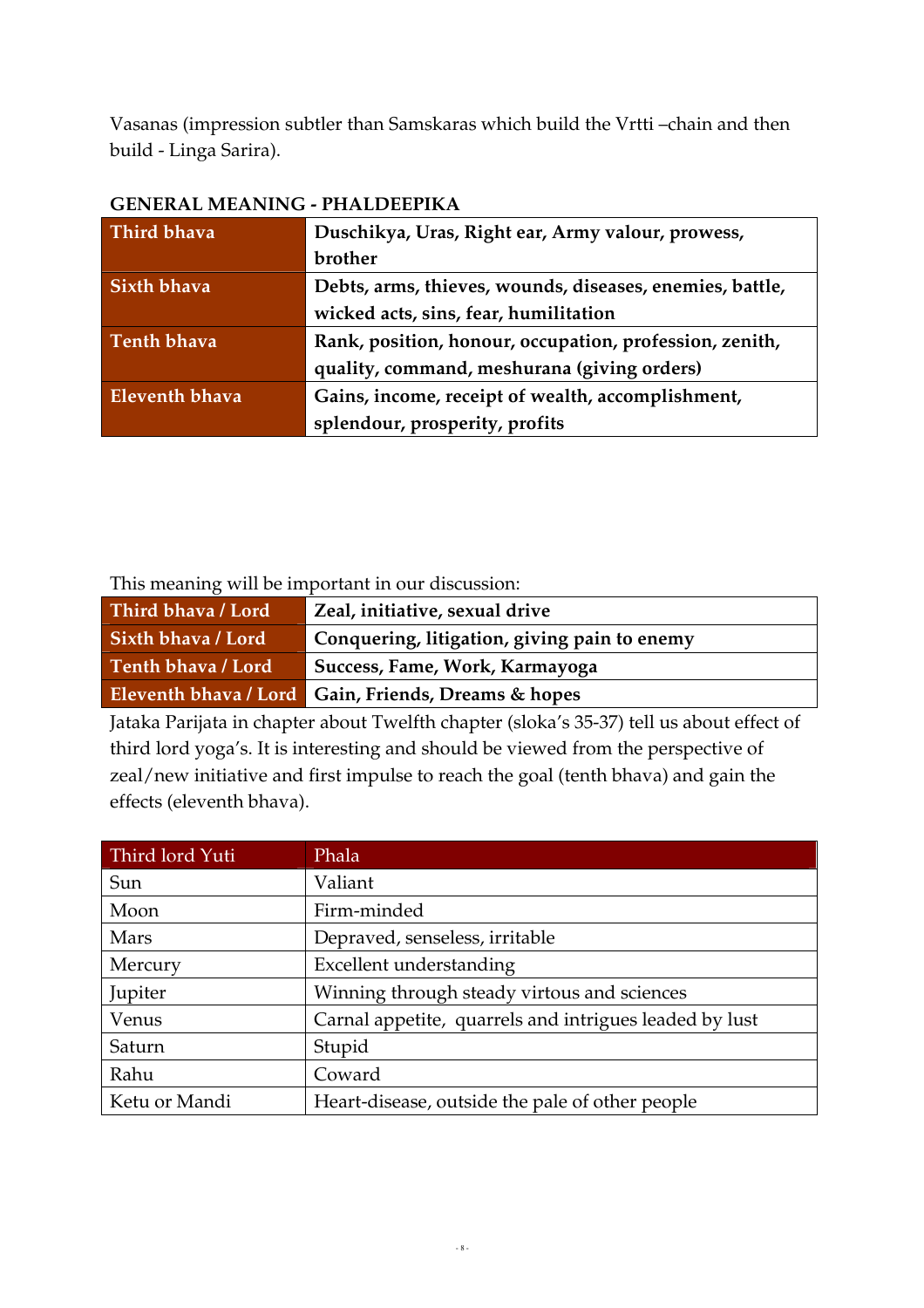Vasanas (impression subtler than Samskaras which build the Vrtti –chain and then build - Linga Sarira).

**GENERAL MEANING - PHALDEEPIKA**

| | |
|---|---|
| **Third bhava** | **Duschikya, Uras, Right ear, Army valour, prowess, brother** |
| **Sixth bhava** | **Debts, arms, thieves, wounds, diseases, enemies, battle, wicked acts, sins, fear, humilitation** |
| **Tenth bhava** | **Rank, position, honour, occupation, profession, zenith, quality, command, meshurana (giving orders)** |
| **Eleventh bhava** | **Gains, income, receipt of wealth, accomplishment, splendour, prosperity, profits** |

This meaning will be important in our discussion:

| | |
|---|---|
| **Third bhava / Lord** | **Zeal, initiative, sexual drive** |
| **Sixth bhava / Lord** | **Conquering, litigation, giving pain to enemy** |
| **Tenth bhava / Lord** | **Success, Fame, Work, Karmayoga** |
| **Eleventh bhava / Lord** | **Gain, Friends, Dreams & hopes** |

Jataka Parijata in chapter about Twelfth chapter (sloka's 35-37) tell us about effect of third lord yoga's. It is interesting and should be viewed from the perspective of zeal/new initiative and first impulse to reach the goal (tenth bhava) and gain the effects (eleventh bhava).

| Third lord Yuti | Phala |
|---|---|
| Sun | Valiant |
| Moon | Firm-minded |
| Mars | Depraved, senseless, irritable |
| Mercury | Excellent understanding |
| Jupiter | Winning through steady virtous and sciences |
| Venus | Carnal appetite, quarrels and intrigues leaded by lust |
| Saturn | Stupid |
| Rahu | Coward |
| Ketu or Mandi | Heart-disease, outside the pale of other people |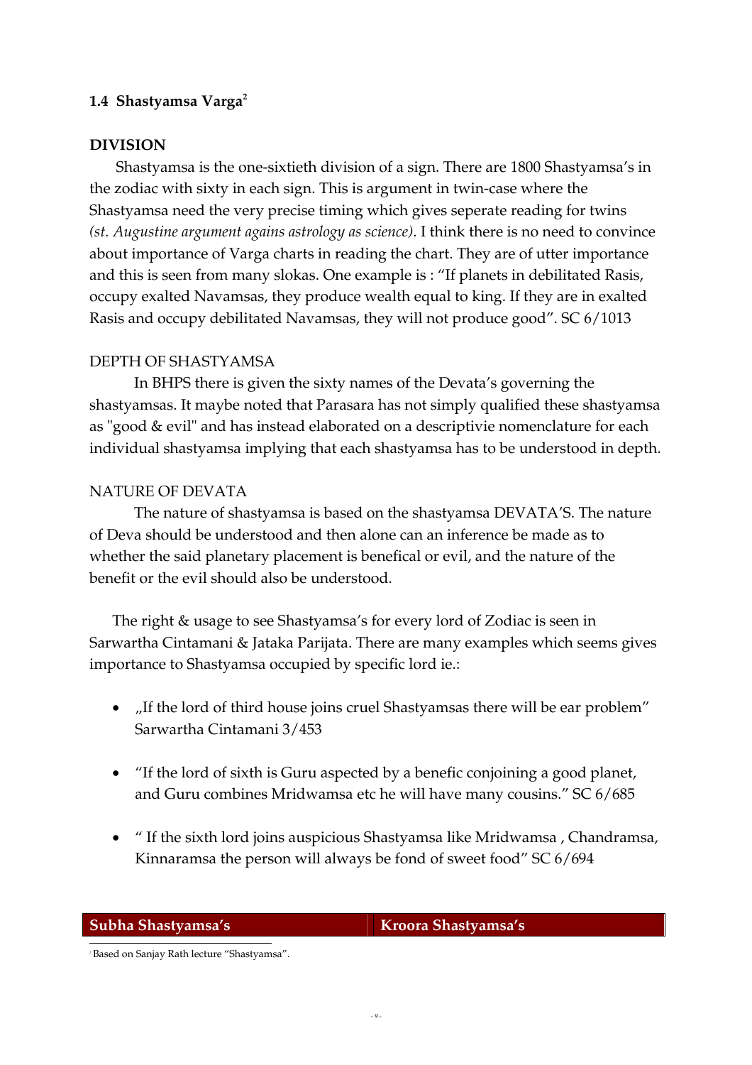## 1.4 Shastyamsa Varga[2]

**DIVISION**

Shastyamsa is the one-sixtieth division of a sign. There are 1800 Shastyamsa's in the zodiac with sixty in each sign. This is argument in twin-case where the Shastyamsa need the very precise timing which gives seperate reading for twins *(st. Augustine argument agains astrology as science)*. I think there is no need to convince about importance of Varga charts in reading the chart. They are of utter importance and this is seen from many slokas. One example is : "If planets in debilitated Rasis, occupy exalted Navamsas, they produce wealth equal to king. If they are in exalted Rasis and occupy debilitated Navamsas, they will not produce good". SC 6/1013

DEPTH OF SHASTYAMSA

In BHPS there is given the sixty names of the Devata's governing the shastyamsas. It maybe noted that Parasara has not simply qualified these shastyamsa as "good & evil" and has instead elaborated on a descriptivie nomenclature for each individual shastyamsa implying that each shastyamsa has to be understood in depth.

NATURE OF DEVATA

The nature of shastyamsa is based on the shastyamsa DEVATA'S. The nature of Deva should be understood and then alone can an inference be made as to whether the said planetary placement is benefical or evil, and the nature of the benefit or the evil should also be understood.

The right & usage to see Shastyamsa's for every lord of Zodiac is seen in Sarwartha Cintamani & Jataka Parijata. There are many examples which seems gives importance to Shastyamsa occupied by specific lord ie.:

- „If the lord of third house joins cruel Shastyamsas there will be ear problem" Sarwartha Cintamani 3/453
- "If the lord of sixth is Guru aspected by a benefic conjoining a good planet, and Guru combines Mridwamsa etc he will have many cousins." SC 6/685
- " If the sixth lord joins auspicious Shastyamsa like Mridwamsa , Chandramsa, Kinnaramsa the person will always be fond of sweet food" SC 6/694

| Subha Shastyamsa's | Kroora Shastyamsa's |
|---|---|

[2] Based on Sanjay Rath lecture "Shastyamsa".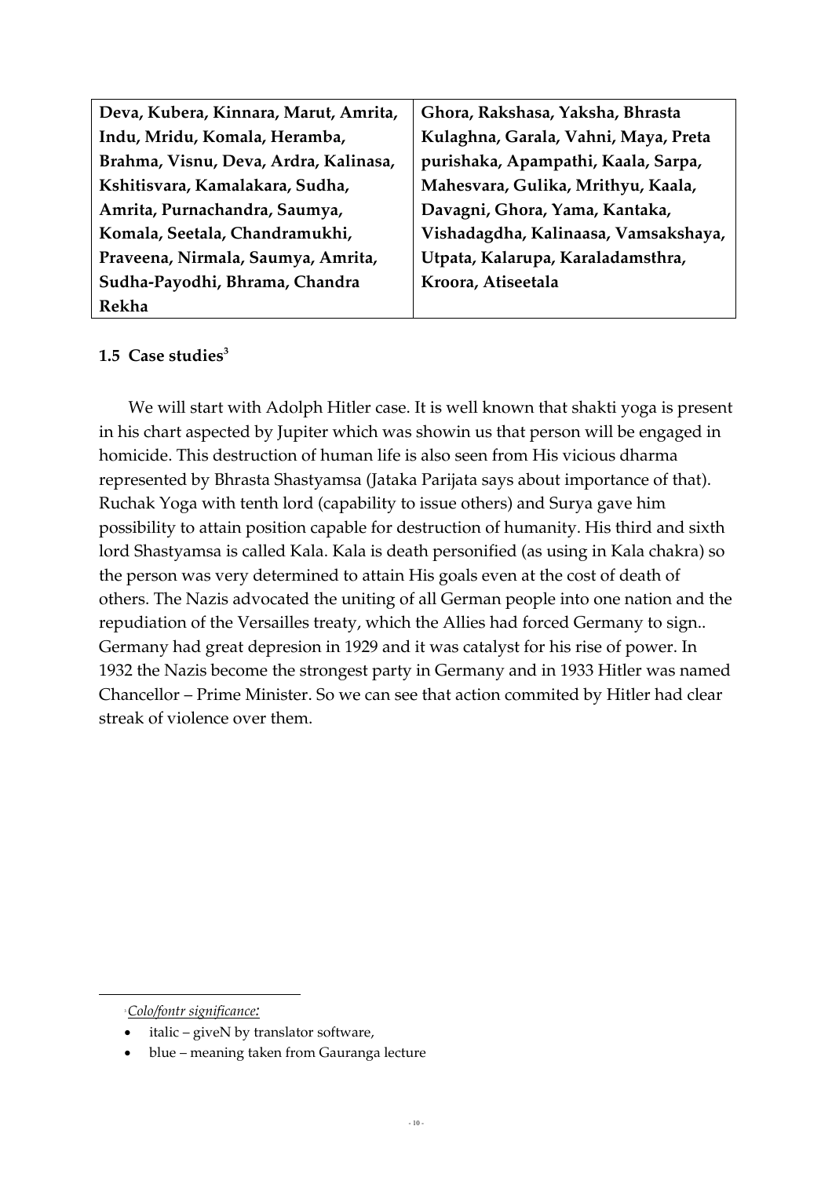| Deva, Kubera, Kinnara, Marut, Amrita, Indu, Mridu, Komala, Heramba, Brahma, Visnu, Deva, Ardra, Kalinasa, Kshitisvara, Kamalakara, Sudha, Amrita, Purnachandra, Saumya, Komala, Seetala, Chandramukhi, Praveena, Nirmala, Saumya, Amrita, Sudha-Payodhi, Bhrama, Chandra Rekha | Ghora, Rakshasa, Yaksha, Bhrasta Kulaghna, Garala, Vahni, Maya, Preta purishaka, Apampathi, Kaala, Sarpa, Mahesvara, Gulika, Mrithyu, Kaala, Davagni, Ghora, Yama, Kantaka, Vishadagdha, Kalinaasa, Vamsakshaya, Utpata, Kalarupa, Karaladamsthra, Kroora, Atiseetala |
|---|---|

## 1.5 Case studies[3]

We will start with Adolph Hitler case. It is well known that shakti yoga is present in his chart aspected by Jupiter which was showin us that person will be engaged in homicide. This destruction of human life is also seen from His vicious dharma represented by Bhrasta Shastyamsa (Jataka Parijata says about importance of that). Ruchak Yoga with tenth lord (capability to issue others) and Surya gave him possibility to attain position capable for destruction of humanity. His third and sixth lord Shastyamsa is called Kala. Kala is death personified (as using in Kala chakra) so the person was very determined to attain His goals even at the cost of death of others. The Nazis advocated the uniting of all German people into one nation and the repudiation of the Versailles treaty, which the Allies had forced Germany to sign.. Germany had great depresion in 1929 and it was catalyst for his rise of power. In 1932 the Nazis become the strongest party in Germany and in 1933 Hitler was named Chancellor – Prime Minister. So we can see that action commited by Hitler had clear streak of violence over them.

---

[3] *Colo/fontr significance:*

- italic – giveN by translator software,
- blue – meaning taken from Gauranga lecture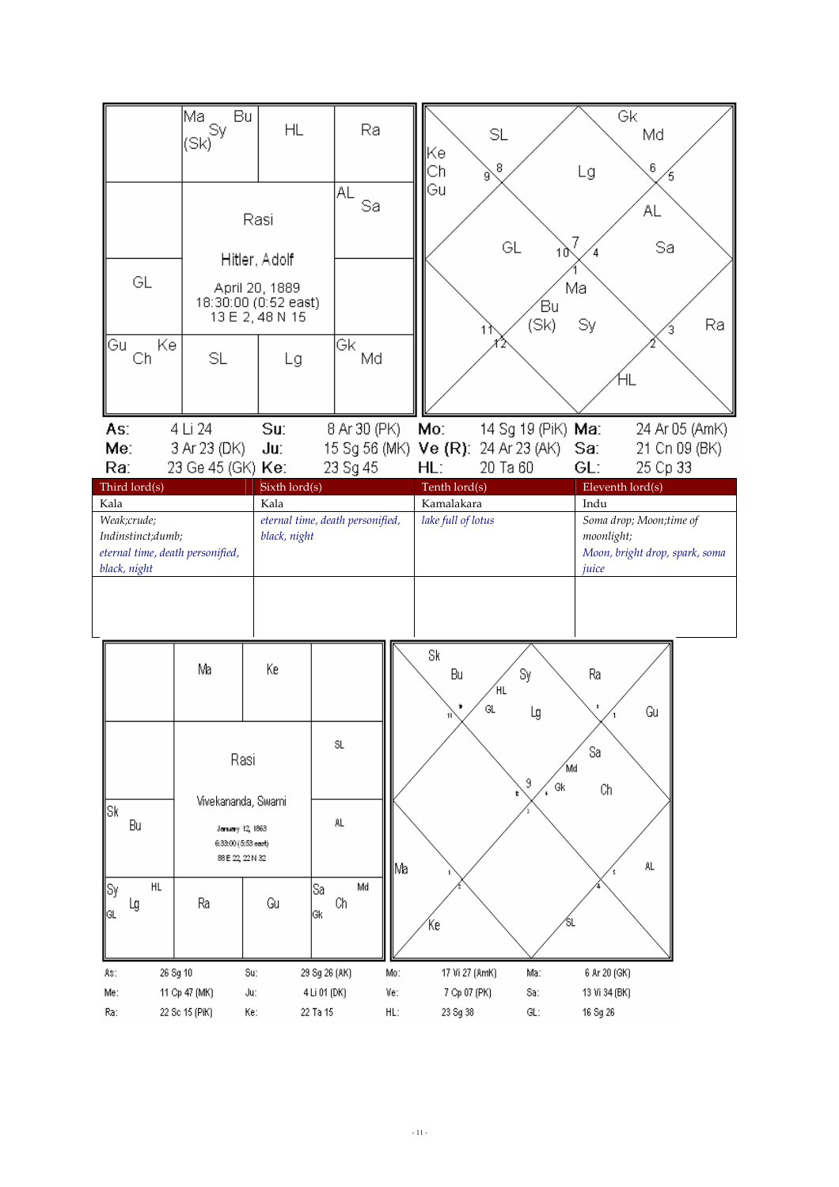| Ma Sy Bu (Sk) | HL | Ra | |
|---|---|---|---|
| | Rasi | | AL Sa |
| GL | Hitler, Adolf April 20, 1889 18:30:00 (0:52 east) 13 E 2, 48 N 15 | | |
| Gu Ke Ch | SL | Lg | Gk Md |

| As: | 4 Li 24 | Su: | 8 Ar 30 (PK) | Mo: | 14 Sg 19 (PiK) | Ma: | 24 Ar 05 (AmK) |
|---|---|---|---|---|---|---|---|
| Me: | 3 Ar 23 (DK) | Ju: | 15 Sg 56 (MK) | Ve (R): | 24 Ar 23 (AK) | Sa: | 21 Cn 09 (BK) |
| Ra: | 23 Ge 45 (GK) | Ke: | 23 Sg 45 | HL: | 20 Ta 60 | GL: | 25 Cp 33 |

| Third lord(s) | Sixth lord(s) | Tenth lord(s) | Eleventh lord(s) |
|---|---|---|---|
| Kala | Kala | Kamalakara | Indu |
| *Weak;crude; Indinstinct;dumb; eternal time, death personified, black, night* | *eternal time, death personified, black, night* | *lake full of lotus* | *Soma drop; Moon;time of moonlight; Moon, bright drop, spark, soma juice* |
| | | | |

| | Ma | Ke | |
|---|---|---|---|
| | Rasi | | SL |
| Sk Bu | Vivekananda, Swami January 12, 1863 6:33:00 (5:53 east) 88 E 22, 22 N 32 | | AL |
| Sy HL Lg GL | Ra | Gu | Sa Md Ch Gk |

| As: | 26 Sg 10 | Su: | 29 Sg 26 (AK) | Mo: | 17 Vi 27 (AmK) | Ma: | 6 Ar 20 (GK) |
|---|---|---|---|---|---|---|---|
| Me: | 11 Cp 47 (MK) | Ju: | 4 Li 01 (DK) | Ve: | 7 Cp 07 (PK) | Sa: | 13 Vi 34 (BK) |
| Ra: | 22 Sc 15 (PiK) | Ke: | 22 Ta 15 | HL: | 23 Sg 38 | GL: | 16 Sg 26 |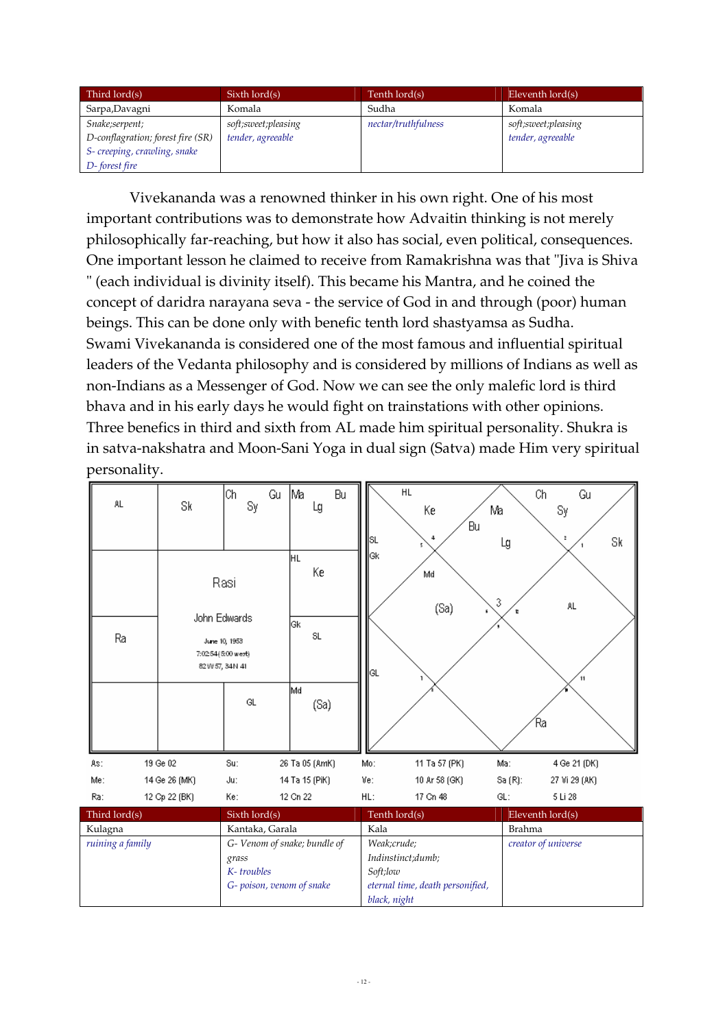| Third lord(s) | Sixth lord(s) | Tenth lord(s) | Eleventh lord(s) |
|---|---|---|---|
| Sarpa,Davagni | Komala | Sudha | Komala |
| *Snake;serpent;*<br>*D-conflagration; forest fire (SR)*<br>*S- creeping, crawling, snake*<br>*D- forest fire* | *soft;sweet;pleasing*<br>*tender, agreeable* | *nectar/truthfulness* | *soft;sweet;pleasing*<br>*tender, agreeable* |

Vivekananda was a renowned thinker in his own right. One of his most important contributions was to demonstrate how Advaitin thinking is not merely philosophically far-reaching, but how it also has social, even political, consequences. One important lesson he claimed to receive from Ramakrishna was that "Jiva is Shiva " (each individual is divinity itself). This became his Mantra, and he coined the concept of daridra narayana seva - the service of God in and through (poor) human beings. This can be done only with benefic tenth lord shastyamsa as Sudha. Swami Vivekananda is considered one of the most famous and influential spiritual leaders of the Vedanta philosophy and is considered by millions of Indians as well as non-Indians as a Messenger of God. Now we can see the only malefic lord is third bhava and in his early days he would fight on trainstations with other opinions. Three benefics in third and sixth from AL made him spiritual personality. Shukra is in satva-nakshatra and Moon-Sani Yoga in dual sign (Satva) made Him very spiritual personality.

Rasi — John Edwards — June 10, 1953 — 7:02:54 (5:00 west) — 82 W 57, 34 N 41

| | | | |
|---|---|---|---|
| AL | Sk | Ch Gu Sy | Ma Bu Lg |
| | | | HL Ke |
| Ra | | | Gk SL |
| | | GL | Md (Sa) |

| | | | | | | | |
|---|---|---|---|---|---|---|---|
| As: | 19 Ge 02 | Su: | 26 Ta 05 (AmK) | Mo: | 11 Ta 57 (PK) | Ma: | 4 Ge 21 (DK) |
| Me: | 14 Ge 26 (MK) | Ju: | 14 Ta 15 (PiK) | Ve: | 10 Ar 58 (GK) | Sa (R): | 27 Vi 29 (AK) |
| Ra: | 12 Cp 22 (BK) | Ke: | 12 Cn 22 | HL: | 17 Cn 48 | GL: | 5 Li 28 |

| Third lord(s) | Sixth lord(s) | Tenth lord(s) | Eleventh lord(s) |
|---|---|---|---|
| Kulagna | Kantaka, Garala | Kala | Brahma |
| *ruining a family* | *G- Venom of snake; bundle of grass*<br>*K- troubles*<br>*G- poison, venom of snake* | *Weak;crude;*<br>*Indinstinct;dumb;*<br>*Soft;low*<br>*eternal time, death personified, black, night* | *creator of universe* |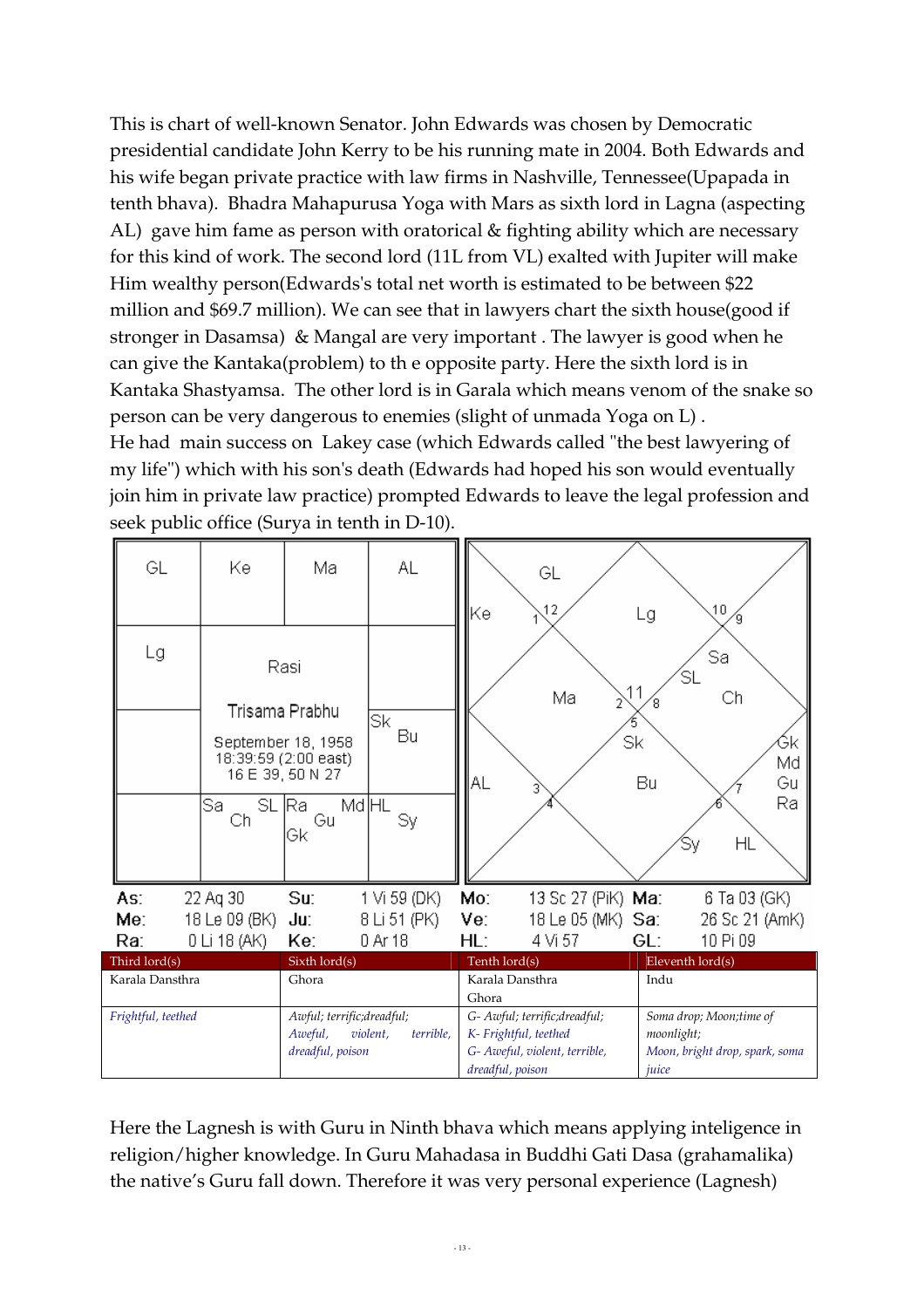This is chart of well-known Senator. John Edwards was chosen by Democratic presidential candidate John Kerry to be his running mate in 2004. Both Edwards and his wife began private practice with law firms in Nashville, Tennessee(Upapada in tenth bhava). Bhadra Mahapurusa Yoga with Mars as sixth lord in Lagna (aspecting AL) gave him fame as person with oratorical & fighting ability which are necessary for this kind of work. The second lord (11L from VL) exalted with Jupiter will make Him wealthy person(Edwards's total net worth is estimated to be between $22 million and $69.7 million). We can see that in lawyers chart the sixth house(good if stronger in Dasamsa) & Mangal are very important . The lawyer is good when he can give the Kantaka(problem) to th e opposite party. Here the sixth lord is in Kantaka Shastyamsa. The other lord is in Garala which means venom of the snake so person can be very dangerous to enemies (slight of unmada Yoga on L) .
He had main success on Lakey case (which Edwards called "the best lawyering of my life") which with his son's death (Edwards had hoped his son would eventually join him in private law practice) prompted Edwards to leave the legal profession and seek public office (Surya in tenth in D-10).

| GL | Ke | Ma | AL |
|---|---|---|---|
| Lg | Rasi<br>Trisama Prabhu<br>September 18, 1958<br>18:39:59 (2:00 east)<br>16 E 39, 50 N 27 | | |
| | | | Sk Bu |
| | Sa Ch SL | Ra Gk Gu Md | HL Sy |

| | | | | | | | |
|---|---|---|---|---|---|---|---|
| As: | 22 Aq 30 | Su: | 1 Vi 59 (DK) | Mo: | 13 Sc 27 (PiK) | Ma: | 6 Ta 03 (GK) |
| Me: | 18 Le 09 (BK) | Ju: | 8 Li 51 (PK) | Ve: | 18 Le 05 (MK) | Sa: | 26 Sc 21 (AmK) |
| Ra: | 0 Li 18 (AK) | Ke: | 0 Ar 18 | HL: | 4 Vi 57 | GL: | 10 Pi 09 |

| Third lord(s) | Sixth lord(s) | Tenth lord(s) | Eleventh lord(s) |
|---|---|---|---|
| Karala Dansthra | Ghora | Karala Dansthra<br>Ghora | Indu |
| *Frightful, teethed* | Awful; terrific;dreadful;<br>*Aweful, violent, terrible, dreadful, poison* | G- Awful; terrific;dreadful;<br>*K- Frightful, teethed*<br>*G- Aweful, violent, terrible, dreadful, poison* | Soma drop; Moon;time of moonlight;<br>*Moon, bright drop, spark, soma juice* |

Here the Lagnesh is with Guru in Ninth bhava which means applying inteligence in religion/higher knowledge. In Guru Mahadasa in Buddhi Gati Dasa (grahamalika) the native's Guru fall down. Therefore it was very personal experience (Lagnesh)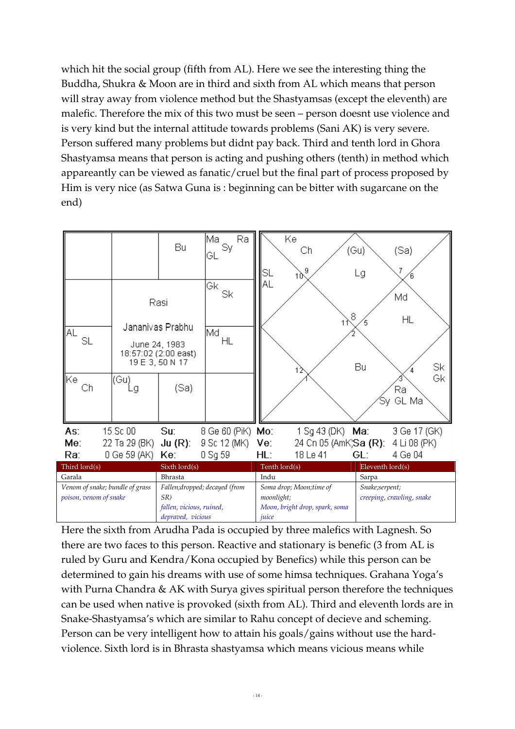which hit the social group (fifth from AL). Here we see the interesting thing the Buddha, Shukra & Moon are in third and sixth from AL which means that person will stray away from violence method but the Shastyamsas (except the eleventh) are malefic. Therefore the mix of this two must be seen – person doesnt use violence and is very kind but the internal attitude towards problems (Sani AK) is very severe. Person suffered many problems but didnt pay back. Third and tenth lord in Ghora Shastyamsa means that person is acting and pushing others (tenth) in method which appareantly can be viewed as fanatic/cruel but the final part of process proposed by Him is very nice (as Satwa Guna is : beginning can be bitter with sugarcane on the end)

Rasi — Jananivas Prabhu — June 24, 1983 — 18:57:02 (2:00 east) — 19 E 3, 50 N 17

| | | | |
|---|---|---|---|
| | | Bu | Ma Ra Sy GL |
| | Rasi | | Gk Sk |
| AL SL | Jananivas Prabhu, June 24, 1983, 18:57:02 (2:00 east), 19 E 3, 50 N 17 | | Md HL |
| Ke Ch | (Gu) Lg | (Sa) | |

| | | | | | | | |
|---|---|---|---|---|---|---|---|
| As: | 15 Sc 00 | Su: | 8 Ge 60 (PiK) | Mo: | 1 Sg 43 (DK) | Ma: | 3 Ge 17 (GK) |
| Me: | 22 Ta 29 (BK) | Ju (R): | 9 Sc 12 (MK) | Ve: | 24 Cn 05 (AmK) | Sa (R): | 4 Li 08 (PK) |
| Ra: | 0 Ge 59 (AK) | Ke: | 0 Sg 59 | HL: | 18 Le 41 | GL: | 4 Ge 04 |

| Third lord(s) | Sixth lord(s) | Tenth lord(s) | Eleventh lord(s) |
|---|---|---|---|
| Garala | Bhrasta | Indu | Sarpa |
| Venom of snake; bundle of grass *poison, venom of snake* | Fallen;dropped; decayed (from SR) *fallen, vicious, ruined, depraved, vicious* | Soma drop; Moon;time of moonlight; *Moon, bright drop, spark, soma juice* | Snake;serpent; *creeping, crawling, snake* |

Here the sixth from Arudha Pada is occupied by three malefics with Lagnesh. So there are two faces to this person. Reactive and stationary is benefic (3 from AL is ruled by Guru and Kendra/Kona occupied by Benefics) while this person can be determined to gain his dreams with use of some himsa techniques. Grahana Yoga's with Purna Chandra & AK with Surya gives spiritual person therefore the techniques can be used when native is provoked (sixth from AL). Third and eleventh lords are in Snake-Shastyamsa's which are similar to Rahu concept of decieve and scheming. Person can be very intelligent how to attain his goals/gains without use the hard-violence. Sixth lord is in Bhrasta shastyamsa which means vicious means while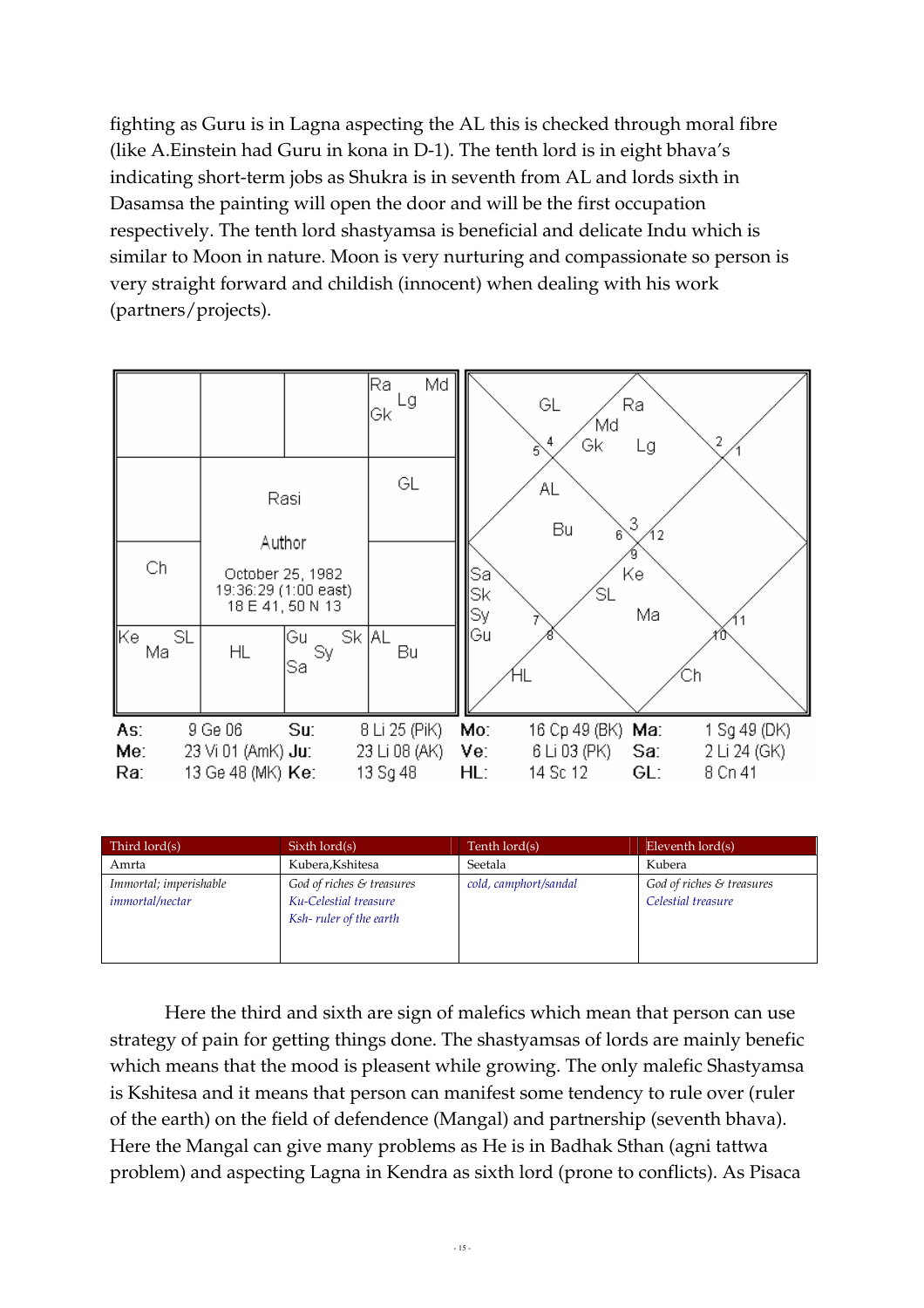fighting as Guru is in Lagna aspecting the AL this is checked through moral fibre (like A.Einstein had Guru in kona in D-1). The tenth lord is in eight bhava's indicating short-term jobs as Shukra is in seventh from AL and lords sixth in Dasamsa the painting will open the door and will be the first occupation respectively. The tenth lord shastyamsa is beneficial and delicate Indu which is similar to Moon in nature. Moon is very nurturing and compassionate so person is very straight forward and childish (innocent) when dealing with his work (partners/projects).

| | | | |
|---|---|---|---|
| | | | Ra Md Lg Gk |
| | Rasi | | GL |
| Ch | Author<br>October 25, 1982<br>19:36:29 (1:00 east)<br>18 E 41, 50 N 13 | | |
| Ke SL Ma | HL | Gu Sk Sy Sa | AL Bu |

| | | | | | |
|---|---|---|---|---|---|
| As: | 9 Ge 06 | Su: | 8 Li 25 (PiK) | Mo: | 16 Cp 49 (BK) |
| Ma: | 1 Sg 49 (DK) | Me: | 23 Vi 01 (AmK) | Ju: | 23 Li 08 (AK) |
| Ve: | 6 Li 03 (PK) | Sa: | 2 Li 24 (GK) | Ra: | 13 Ge 48 (MK) |
| Ke: | 13 Sg 48 | HL: | 14 Sc 12 | GL: | 8 Cn 41 |

| Third lord(s) | Sixth lord(s) | Tenth lord(s) | Eleventh lord(s) |
|---|---|---|---|
| Amrta | Kubera,Kshitesa | Seetala | Kubera |
| *Immortal; imperishable*<br>*immortal/nectar* | *God of riches & treasures*<br>*Ku-Celestial treasure*<br>*Ksh- ruler of the earth* | *cold, camphort/sandal* | *God of riches & treasures*<br>*Celestial treasure* |

Here the third and sixth are sign of malefics which mean that person can use strategy of pain for getting things done. The shastyamsas of lords are mainly benefic which means that the mood is pleasent while growing. The only malefic Shastyamsa is Kshitesa and it means that person can manifest some tendency to rule over (ruler of the earth) on the field of defendence (Mangal) and partnership (seventh bhava). Here the Mangal can give many problems as He is in Badhak Sthan (agni tattwa problem) and aspecting Lagna in Kendra as sixth lord (prone to conflicts). As Pisaca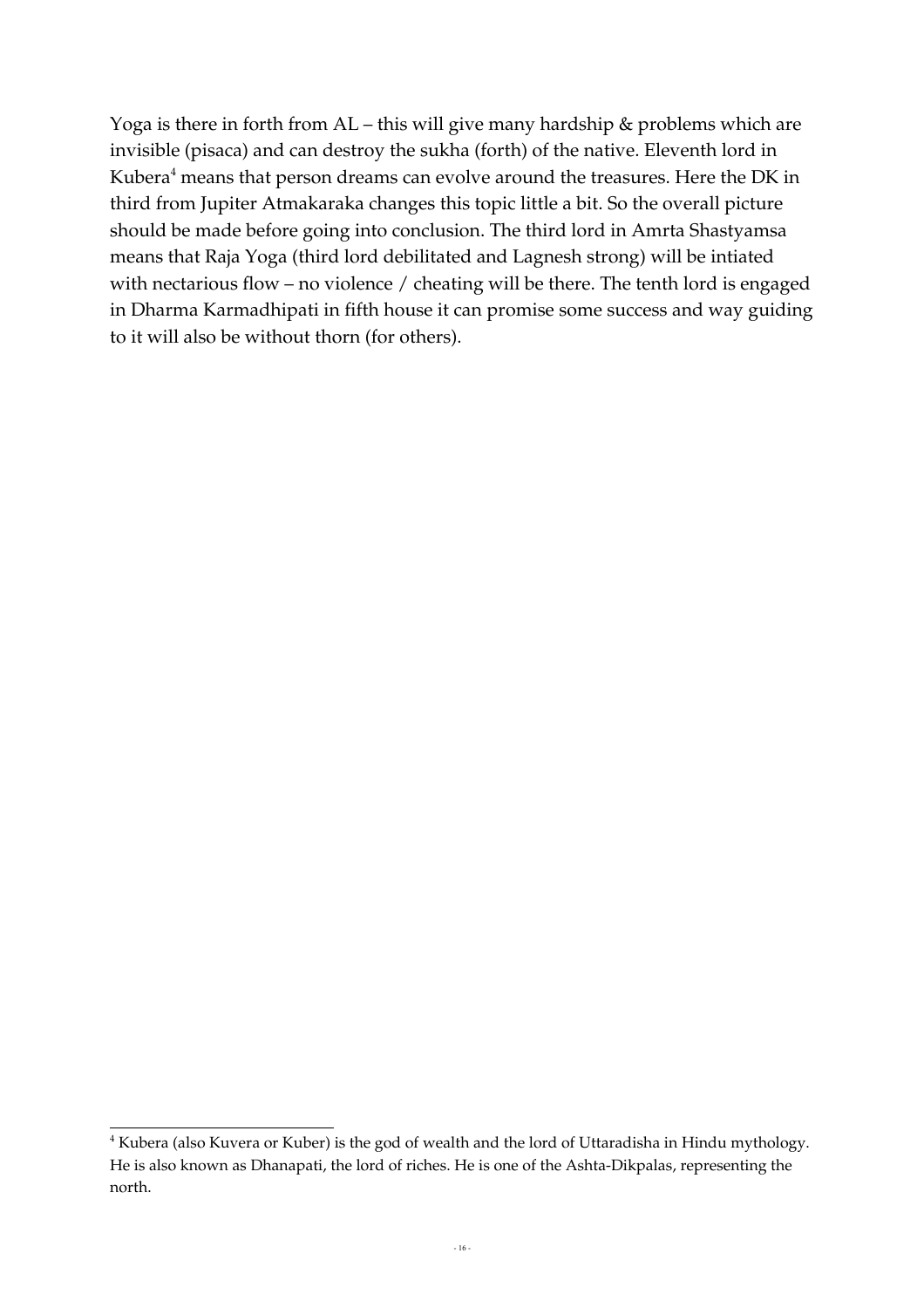Yoga is there in forth from AL – this will give many hardship & problems which are invisible (pisaca) and can destroy the sukha (forth) of the native. Eleventh lord in Kubera[4] means that person dreams can evolve around the treasures. Here the DK in third from Jupiter Atmakaraka changes this topic little a bit. So the overall picture should be made before going into conclusion. The third lord in Amrta Shastyamsa means that Raja Yoga (third lord debilitated and Lagnesh strong) will be intiated with nectarious flow – no violence / cheating will be there. The tenth lord is engaged in Dharma Karmadhipati in fifth house it can promise some success and way guiding to it will also be without thorn (for others).

---

[4] Kubera (also Kuvera or Kuber) is the god of wealth and the lord of Uttaradisha in Hindu mythology. He is also known as Dhanapati, the lord of riches. He is one of the Ashta-Dikpalas, representing the north.